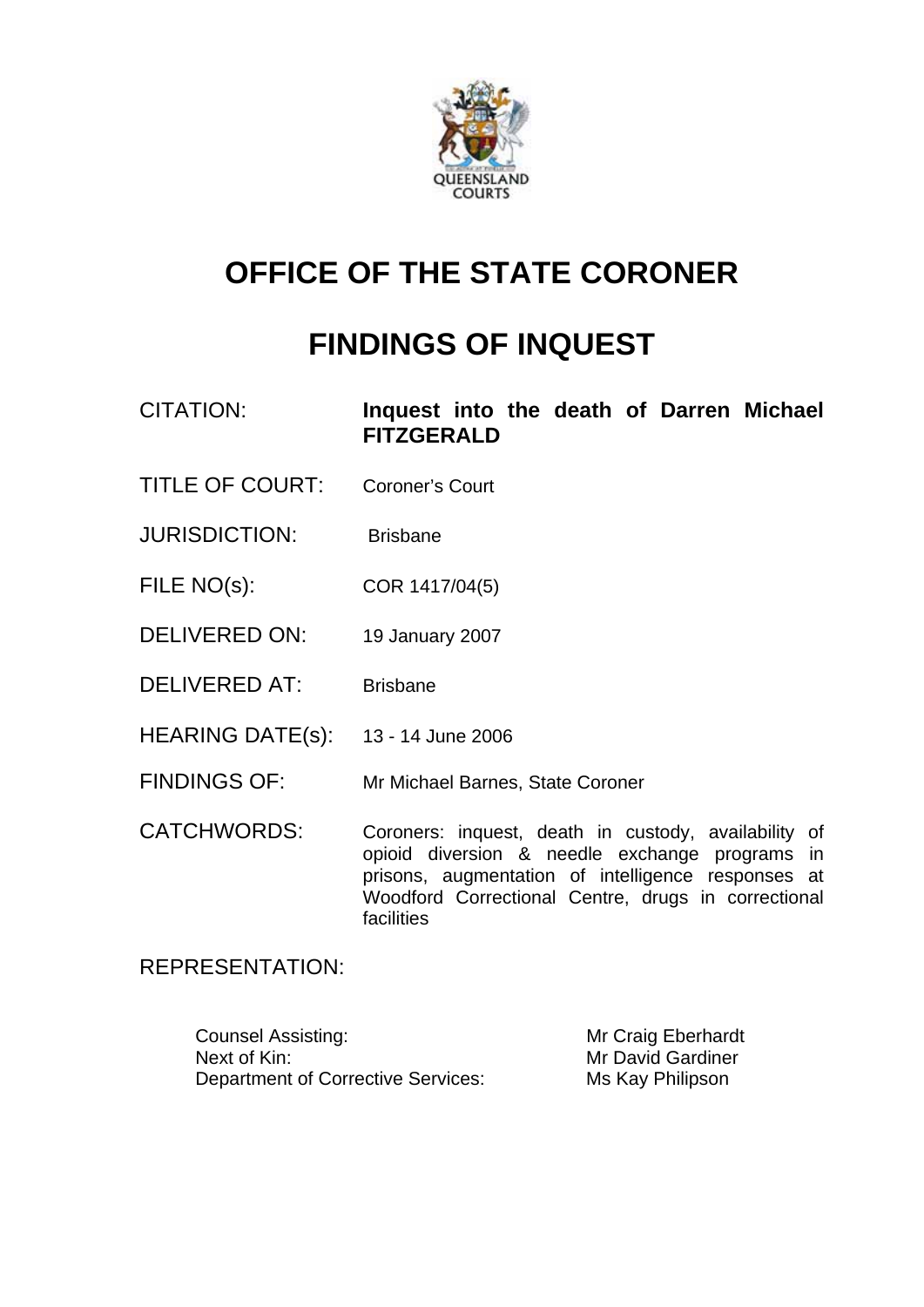# OFFICE OF THE STATE CORONER

# FINDINGS OF INQUEST

| | |
|---|---|
| CITATION: | **Inquest into the death of Darren Michael FITZGERALD** |
| TITLE OF COURT: | Coroner's Court |
| JURISDICTION: | Brisbane |
| FILE NO(s): | COR 1417/04(5) |
| DELIVERED ON: | 19 January 2007 |
| DELIVERED AT: | Brisbane |
| HEARING DATE(s): | 13 - 14 June 2006 |
| FINDINGS OF: | Mr Michael Barnes, State Coroner |
| CATCHWORDS: | Coroners: inquest, death in custody, availability of opioid diversion & needle exchange programs in prisons, augmentation of intelligence responses at Woodford Correctional Centre, drugs in correctional facilities |

REPRESENTATION:

| | |
|---|---|
| Counsel Assisting: | Mr Craig Eberhardt |
| Next of Kin: | Mr David Gardiner |
| Department of Corrective Services: | Ms Kay Philipson |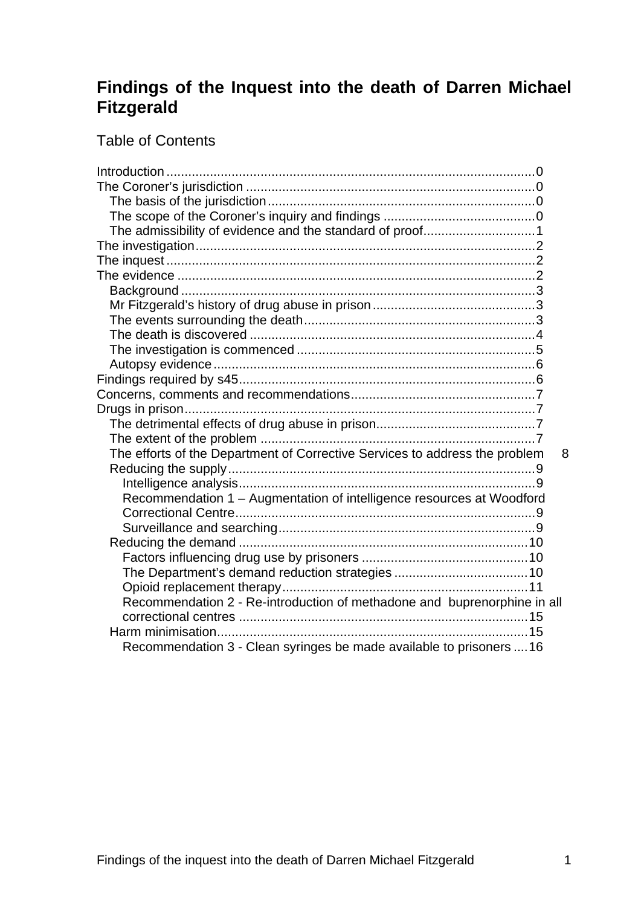# Findings of the Inquest into the death of Darren Michael Fitzgerald

## Table of Contents

- Introduction ..... 0
- The Coroner's jurisdiction ..... 0
  - The basis of the jurisdiction ..... 0
  - The scope of the Coroner's inquiry and findings ..... 0
  - The admissibility of evidence and the standard of proof ..... 1
- The investigation ..... 2
- The inquest ..... 2
- The evidence ..... 2
  - Background ..... 3
  - Mr Fitzgerald's history of drug abuse in prison ..... 3
  - The events surrounding the death ..... 3
  - The death is discovered ..... 4
  - The investigation is commenced ..... 5
  - Autopsy evidence ..... 6
- Findings required by s45 ..... 6
- Concerns, comments and recommendations ..... 7
- Drugs in prison ..... 7
  - The detrimental effects of drug abuse in prison ..... 7
  - The extent of the problem ..... 7
  - The efforts of the Department of Corrective Services to address the problem ..... 8
  - Reducing the supply ..... 9
    - Intelligence analysis ..... 9
    - Recommendation 1 – Augmentation of intelligence resources at Woodford Correctional Centre ..... 9
    - Surveillance and searching ..... 9
  - Reducing the demand ..... 10
    - Factors influencing drug use by prisoners ..... 10
    - The Department's demand reduction strategies ..... 10
    - Opioid replacement therapy ..... 11
    - Recommendation 2 - Re-introduction of methadone and buprenorphine in all correctional centres ..... 15
  - Harm minimisation ..... 15
    - Recommendation 3 - Clean syringes be made available to prisoners ..... 16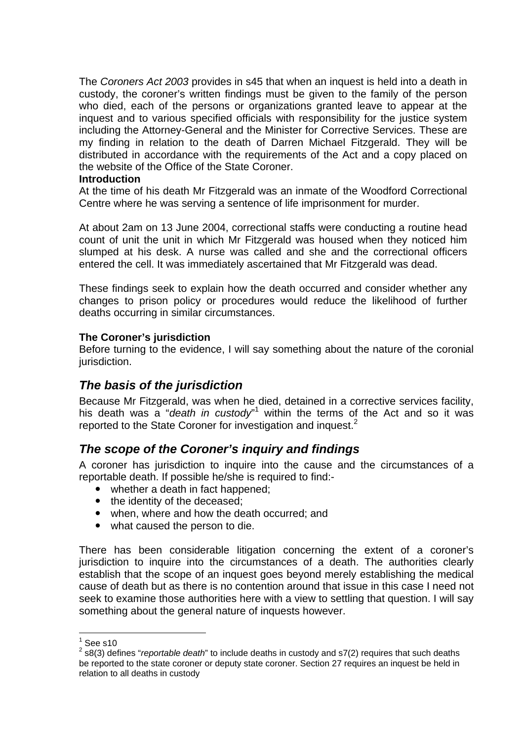The *Coroners Act 2003* provides in s45 that when an inquest is held into a death in custody, the coroner's written findings must be given to the family of the person who died, each of the persons or organizations granted leave to appear at the inquest and to various specified officials with responsibility for the justice system including the Attorney-General and the Minister for Corrective Services. These are my finding in relation to the death of Darren Michael Fitzgerald. They will be distributed in accordance with the requirements of the Act and a copy placed on the website of the Office of the State Coroner.

**Introduction**

At the time of his death Mr Fitzgerald was an inmate of the Woodford Correctional Centre where he was serving a sentence of life imprisonment for murder.

At about 2am on 13 June 2004, correctional staffs were conducting a routine head count of unit the unit in which Mr Fitzgerald was housed when they noticed him slumped at his desk. A nurse was called and she and the correctional officers entered the cell. It was immediately ascertained that Mr Fitzgerald was dead.

These findings seek to explain how the death occurred and consider whether any changes to prison policy or procedures would reduce the likelihood of further deaths occurring in similar circumstances.

**The Coroner's jurisdiction**

Before turning to the evidence, I will say something about the nature of the coronial jurisdiction.

## *The basis of the jurisdiction*

Because Mr Fitzgerald, was when he died, detained in a corrective services facility, his death was a "*death in custody*"[1] within the terms of the Act and so it was reported to the State Coroner for investigation and inquest.[2]

## *The scope of the Coroner's inquiry and findings*

A coroner has jurisdiction to inquire into the cause and the circumstances of a reportable death. If possible he/she is required to find:-

- whether a death in fact happened;
- the identity of the deceased;
- when, where and how the death occurred; and
- what caused the person to die.

There has been considerable litigation concerning the extent of a coroner's jurisdiction to inquire into the circumstances of a death. The authorities clearly establish that the scope of an inquest goes beyond merely establishing the medical cause of death but as there is no contention around that issue in this case I need not seek to examine those authorities here with a view to settling that question. I will say something about the general nature of inquests however.

---

[1] See s10

[2] s8(3) defines "*reportable death*" to include deaths in custody and s7(2) requires that such deaths be reported to the state coroner or deputy state coroner. Section 27 requires an inquest be held in relation to all deaths in custody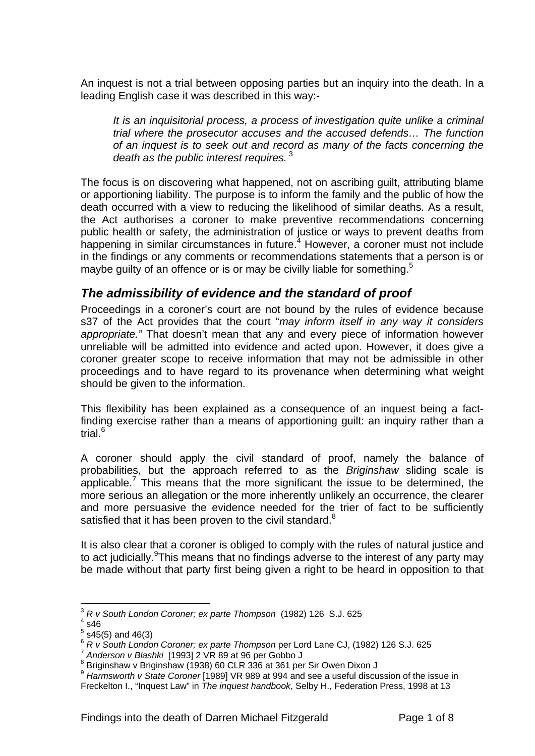An inquest is not a trial between opposing parties but an inquiry into the death. In a leading English case it was described in this way:-

> *It is an inquisitorial process, a process of investigation quite unlike a criminal trial where the prosecutor accuses and the accused defends… The function of an inquest is to seek out and record as many of the facts concerning the death as the public interest requires.* [3]

The focus is on discovering what happened, not on ascribing guilt, attributing blame or apportioning liability. The purpose is to inform the family and the public of how the death occurred with a view to reducing the likelihood of similar deaths. As a result, the Act authorises a coroner to make preventive recommendations concerning public health or safety, the administration of justice or ways to prevent deaths from happening in similar circumstances in future.[4] However, a coroner must not include in the findings or any comments or recommendations statements that a person is or maybe guilty of an offence or is or may be civilly liable for something.[5]

## *The admissibility of evidence and the standard of proof*

Proceedings in a coroner's court are not bound by the rules of evidence because s37 of the Act provides that the court "*may inform itself in any way it considers appropriate."* That doesn't mean that any and every piece of information however unreliable will be admitted into evidence and acted upon. However, it does give a coroner greater scope to receive information that may not be admissible in other proceedings and to have regard to its provenance when determining what weight should be given to the information.

This flexibility has been explained as a consequence of an inquest being a fact-finding exercise rather than a means of apportioning guilt: an inquiry rather than a trial.[6]

A coroner should apply the civil standard of proof, namely the balance of probabilities, but the approach referred to as the *Briginshaw* sliding scale is applicable.[7] This means that the more significant the issue to be determined, the more serious an allegation or the more inherently unlikely an occurrence, the clearer and more persuasive the evidence needed for the trier of fact to be sufficiently satisfied that it has been proven to the civil standard.[8]

It is also clear that a coroner is obliged to comply with the rules of natural justice and to act judicially.[9] This means that no findings adverse to the interest of any party may be made without that party first being given a right to be heard in opposition to that

---

[3] *R v South London Coroner; ex parte Thompson* (1982) 126 S.J. 625

[4] s46

[5] s45(5) and 46(3)

[6] *R v South London Coroner; ex parte Thompson* per Lord Lane CJ, (1982) 126 S.J. 625

[7] *Anderson v Blashki* [1993] 2 VR 89 at 96 per Gobbo J

[8] Briginshaw v Briginshaw (1938) 60 CLR 336 at 361 per Sir Owen Dixon J

[9] *Harmsworth v State Coroner* [1989] VR 989 at 994 and see a useful discussion of the issue in Freckelton I., "Inquest Law" in *The inquest handbook*, Selby H., Federation Press, 1998 at 13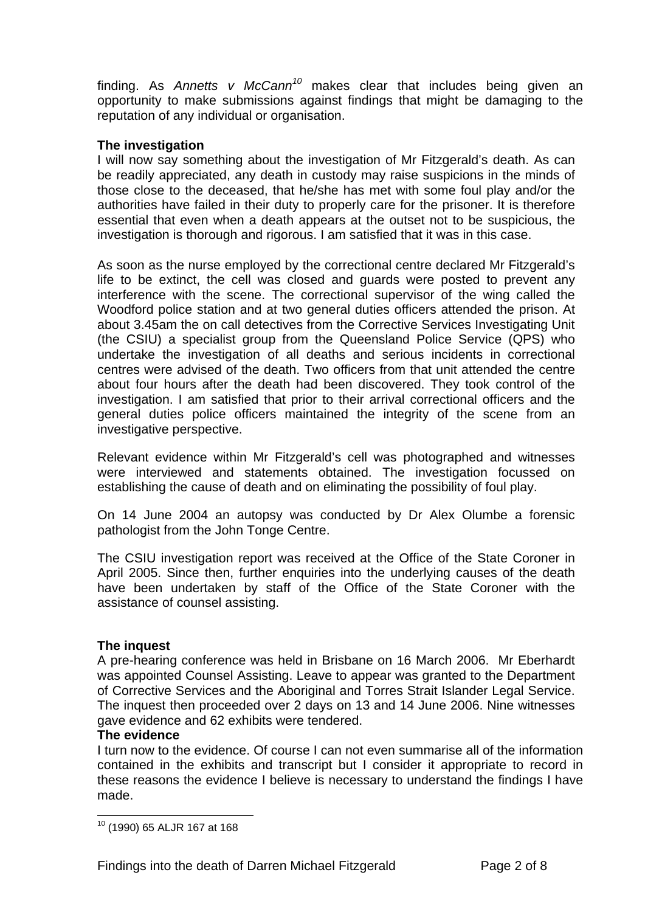finding. As *Annetts v McCann*[10] makes clear that includes being given an opportunity to make submissions against findings that might be damaging to the reputation of any individual or organisation.

**The investigation**

I will now say something about the investigation of Mr Fitzgerald's death. As can be readily appreciated, any death in custody may raise suspicions in the minds of those close to the deceased, that he/she has met with some foul play and/or the authorities have failed in their duty to properly care for the prisoner. It is therefore essential that even when a death appears at the outset not to be suspicious, the investigation is thorough and rigorous. I am satisfied that it was in this case.

As soon as the nurse employed by the correctional centre declared Mr Fitzgerald's life to be extinct, the cell was closed and guards were posted to prevent any interference with the scene. The correctional supervisor of the wing called the Woodford police station and at two general duties officers attended the prison. At about 3.45am the on call detectives from the Corrective Services Investigating Unit (the CSIU) a specialist group from the Queensland Police Service (QPS) who undertake the investigation of all deaths and serious incidents in correctional centres were advised of the death. Two officers from that unit attended the centre about four hours after the death had been discovered. They took control of the investigation. I am satisfied that prior to their arrival correctional officers and the general duties police officers maintained the integrity of the scene from an investigative perspective.

Relevant evidence within Mr Fitzgerald's cell was photographed and witnesses were interviewed and statements obtained. The investigation focussed on establishing the cause of death and on eliminating the possibility of foul play.

On 14 June 2004 an autopsy was conducted by Dr Alex Olumbe a forensic pathologist from the John Tonge Centre.

The CSIU investigation report was received at the Office of the State Coroner in April 2005. Since then, further enquiries into the underlying causes of the death have been undertaken by staff of the Office of the State Coroner with the assistance of counsel assisting.

**The inquest**

A pre-hearing conference was held in Brisbane on 16 March 2006. Mr Eberhardt was appointed Counsel Assisting. Leave to appear was granted to the Department of Corrective Services and the Aboriginal and Torres Strait Islander Legal Service. The inquest then proceeded over 2 days on 13 and 14 June 2006. Nine witnesses gave evidence and 62 exhibits were tendered.

**The evidence**

I turn now to the evidence. Of course I can not even summarise all of the information contained in the exhibits and transcript but I consider it appropriate to record in these reasons the evidence I believe is necessary to understand the findings I have made.

---

[10] (1990) 65 ALJR 167 at 168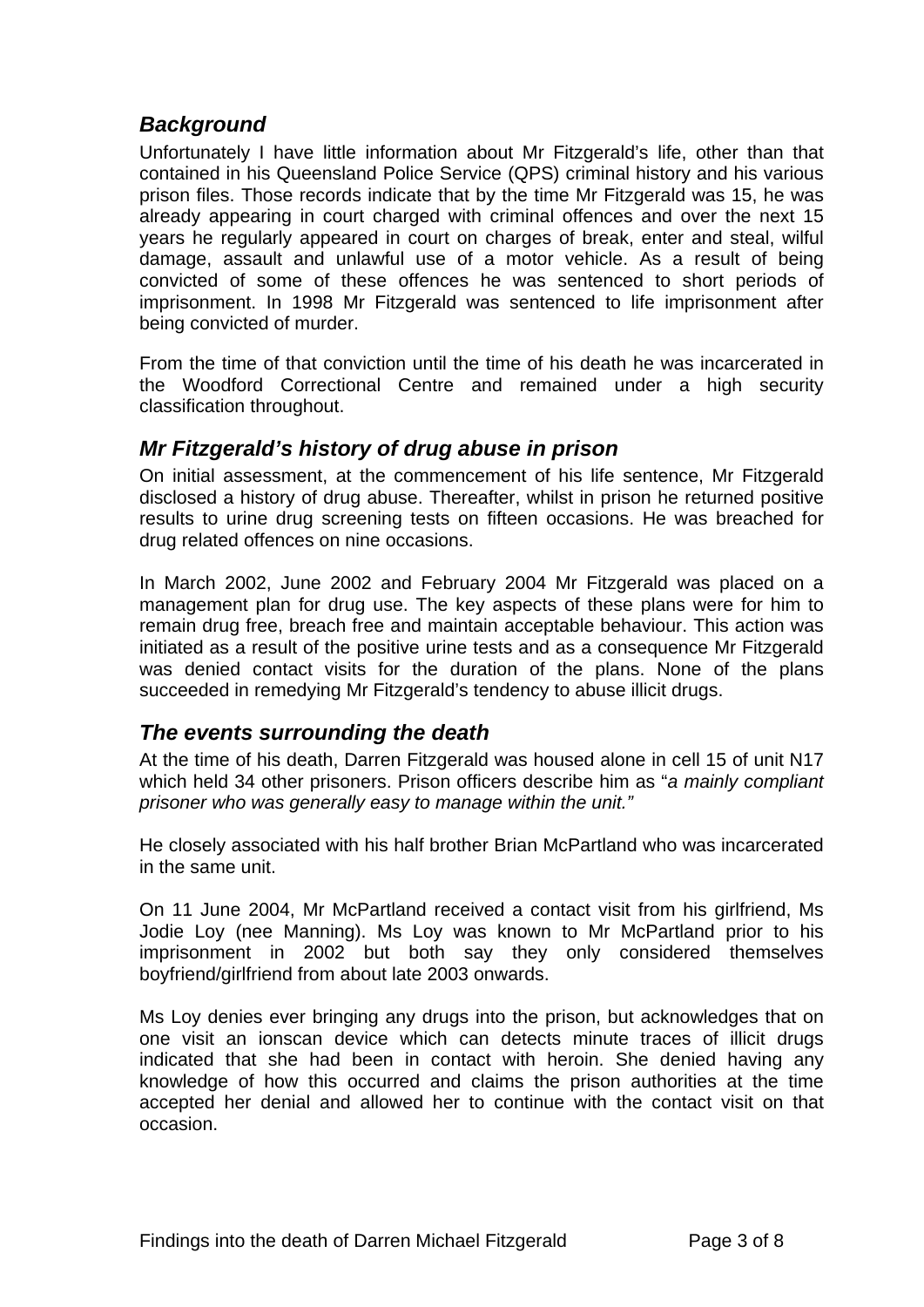### *Background*

Unfortunately I have little information about Mr Fitzgerald's life, other than that contained in his Queensland Police Service (QPS) criminal history and his various prison files. Those records indicate that by the time Mr Fitzgerald was 15, he was already appearing in court charged with criminal offences and over the next 15 years he regularly appeared in court on charges of break, enter and steal, wilful damage, assault and unlawful use of a motor vehicle. As a result of being convicted of some of these offences he was sentenced to short periods of imprisonment. In 1998 Mr Fitzgerald was sentenced to life imprisonment after being convicted of murder.

From the time of that conviction until the time of his death he was incarcerated in the Woodford Correctional Centre and remained under a high security classification throughout.

### *Mr Fitzgerald's history of drug abuse in prison*

On initial assessment, at the commencement of his life sentence, Mr Fitzgerald disclosed a history of drug abuse. Thereafter, whilst in prison he returned positive results to urine drug screening tests on fifteen occasions. He was breached for drug related offences on nine occasions.

In March 2002, June 2002 and February 2004 Mr Fitzgerald was placed on a management plan for drug use. The key aspects of these plans were for him to remain drug free, breach free and maintain acceptable behaviour. This action was initiated as a result of the positive urine tests and as a consequence Mr Fitzgerald was denied contact visits for the duration of the plans. None of the plans succeeded in remedying Mr Fitzgerald's tendency to abuse illicit drugs.

### *The events surrounding the death*

At the time of his death, Darren Fitzgerald was housed alone in cell 15 of unit N17 which held 34 other prisoners. Prison officers describe him as "*a mainly compliant prisoner who was generally easy to manage within the unit."*

He closely associated with his half brother Brian McPartland who was incarcerated in the same unit.

On 11 June 2004, Mr McPartland received a contact visit from his girlfriend, Ms Jodie Loy (nee Manning). Ms Loy was known to Mr McPartland prior to his imprisonment in 2002 but both say they only considered themselves boyfriend/girlfriend from about late 2003 onwards.

Ms Loy denies ever bringing any drugs into the prison, but acknowledges that on one visit an ionscan device which can detects minute traces of illicit drugs indicated that she had been in contact with heroin. She denied having any knowledge of how this occurred and claims the prison authorities at the time accepted her denial and allowed her to continue with the contact visit on that occasion.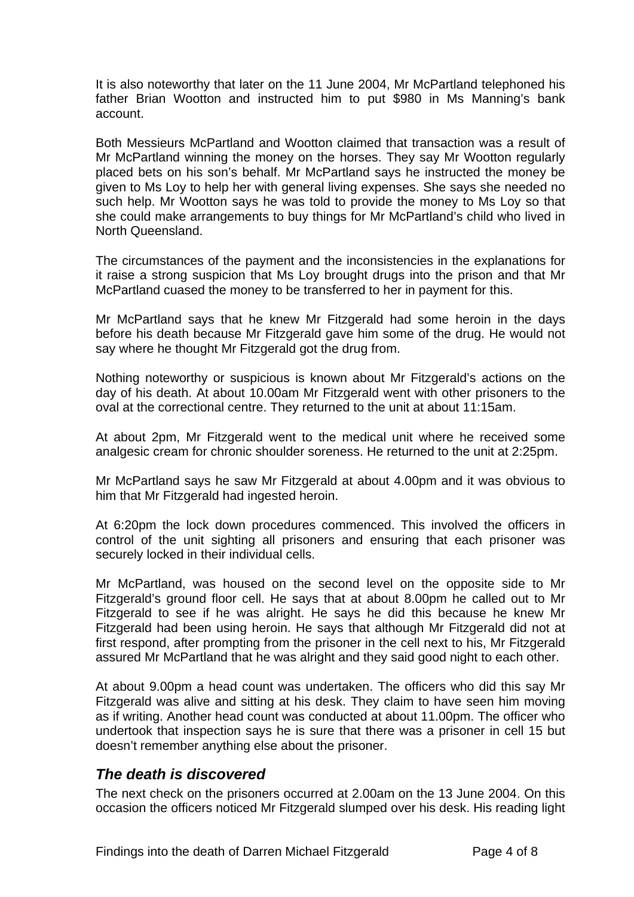It is also noteworthy that later on the 11 June 2004, Mr McPartland telephoned his father Brian Wootton and instructed him to put $980 in Ms Manning's bank account.

Both Messieurs McPartland and Wootton claimed that transaction was a result of Mr McPartland winning the money on the horses. They say Mr Wootton regularly placed bets on his son's behalf. Mr McPartland says he instructed the money be given to Ms Loy to help her with general living expenses. She says she needed no such help. Mr Wootton says he was told to provide the money to Ms Loy so that she could make arrangements to buy things for Mr McPartland's child who lived in North Queensland.

The circumstances of the payment and the inconsistencies in the explanations for it raise a strong suspicion that Ms Loy brought drugs into the prison and that Mr McPartland cuased the money to be transferred to her in payment for this.

Mr McPartland says that he knew Mr Fitzgerald had some heroin in the days before his death because Mr Fitzgerald gave him some of the drug. He would not say where he thought Mr Fitzgerald got the drug from.

Nothing noteworthy or suspicious is known about Mr Fitzgerald's actions on the day of his death. At about 10.00am Mr Fitzgerald went with other prisoners to the oval at the correctional centre. They returned to the unit at about 11:15am.

At about 2pm, Mr Fitzgerald went to the medical unit where he received some analgesic cream for chronic shoulder soreness. He returned to the unit at 2:25pm.

Mr McPartland says he saw Mr Fitzgerald at about 4.00pm and it was obvious to him that Mr Fitzgerald had ingested heroin.

At 6:20pm the lock down procedures commenced. This involved the officers in control of the unit sighting all prisoners and ensuring that each prisoner was securely locked in their individual cells.

Mr McPartland, was housed on the second level on the opposite side to Mr Fitzgerald's ground floor cell. He says that at about 8.00pm he called out to Mr Fitzgerald to see if he was alright. He says he did this because he knew Mr Fitzgerald had been using heroin. He says that although Mr Fitzgerald did not at first respond, after prompting from the prisoner in the cell next to his, Mr Fitzgerald assured Mr McPartland that he was alright and they said good night to each other.

At about 9.00pm a head count was undertaken. The officers who did this say Mr Fitzgerald was alive and sitting at his desk. They claim to have seen him moving as if writing. Another head count was conducted at about 11.00pm. The officer who undertook that inspection says he is sure that there was a prisoner in cell 15 but doesn't remember anything else about the prisoner.

### *The death is discovered*

The next check on the prisoners occurred at 2.00am on the 13 June 2004. On this occasion the officers noticed Mr Fitzgerald slumped over his desk. His reading light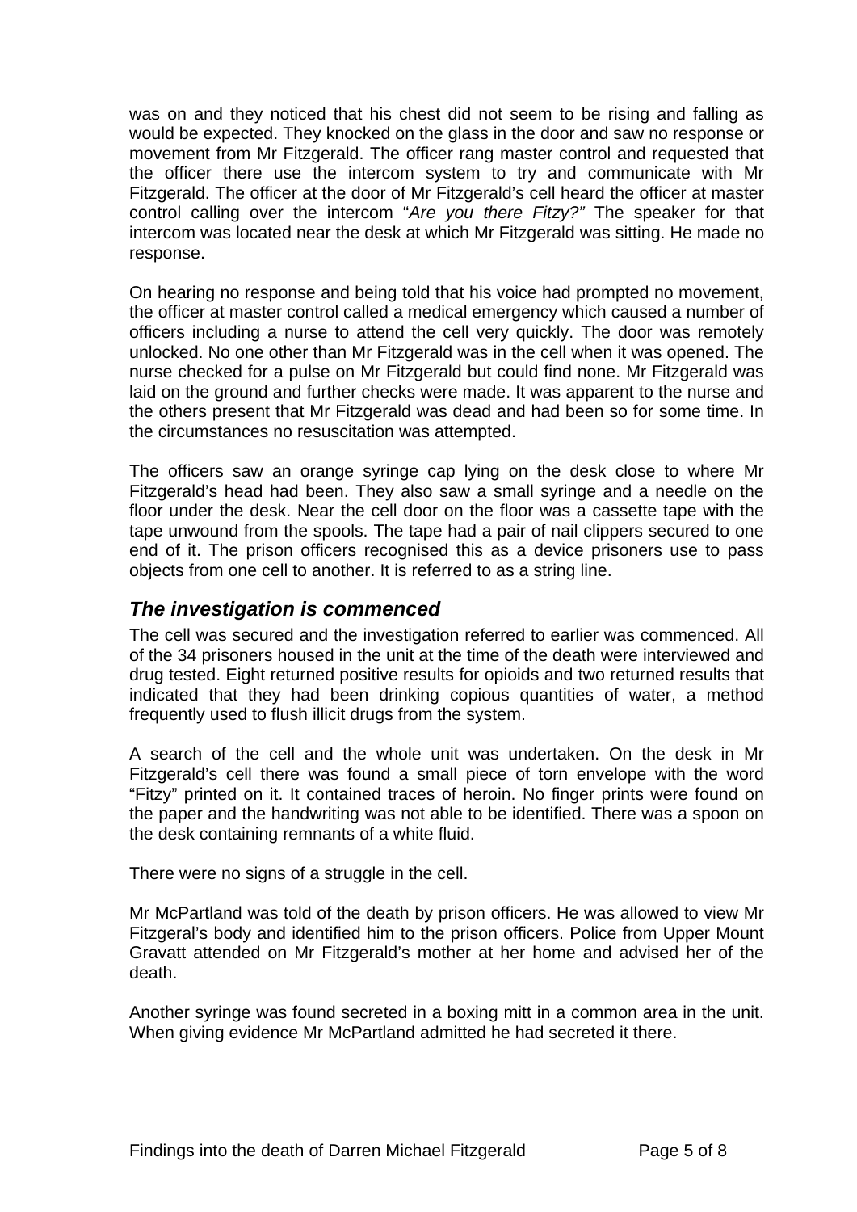was on and they noticed that his chest did not seem to be rising and falling as would be expected. They knocked on the glass in the door and saw no response or movement from Mr Fitzgerald. The officer rang master control and requested that the officer there use the intercom system to try and communicate with Mr Fitzgerald. The officer at the door of Mr Fitzgerald's cell heard the officer at master control calling over the intercom "*Are you there Fitzy?"* The speaker for that intercom was located near the desk at which Mr Fitzgerald was sitting. He made no response.

On hearing no response and being told that his voice had prompted no movement, the officer at master control called a medical emergency which caused a number of officers including a nurse to attend the cell very quickly. The door was remotely unlocked. No one other than Mr Fitzgerald was in the cell when it was opened. The nurse checked for a pulse on Mr Fitzgerald but could find none. Mr Fitzgerald was laid on the ground and further checks were made. It was apparent to the nurse and the others present that Mr Fitzgerald was dead and had been so for some time. In the circumstances no resuscitation was attempted.

The officers saw an orange syringe cap lying on the desk close to where Mr Fitzgerald's head had been. They also saw a small syringe and a needle on the floor under the desk. Near the cell door on the floor was a cassette tape with the tape unwound from the spools. The tape had a pair of nail clippers secured to one end of it. The prison officers recognised this as a device prisoners use to pass objects from one cell to another. It is referred to as a string line.

## *The investigation is commenced*

The cell was secured and the investigation referred to earlier was commenced. All of the 34 prisoners housed in the unit at the time of the death were interviewed and drug tested. Eight returned positive results for opioids and two returned results that indicated that they had been drinking copious quantities of water, a method frequently used to flush illicit drugs from the system.

A search of the cell and the whole unit was undertaken. On the desk in Mr Fitzgerald's cell there was found a small piece of torn envelope with the word "Fitzy" printed on it. It contained traces of heroin. No finger prints were found on the paper and the handwriting was not able to be identified. There was a spoon on the desk containing remnants of a white fluid.

There were no signs of a struggle in the cell.

Mr McPartland was told of the death by prison officers. He was allowed to view Mr Fitzgeral's body and identified him to the prison officers. Police from Upper Mount Gravatt attended on Mr Fitzgerald's mother at her home and advised her of the death.

Another syringe was found secreted in a boxing mitt in a common area in the unit. When giving evidence Mr McPartland admitted he had secreted it there.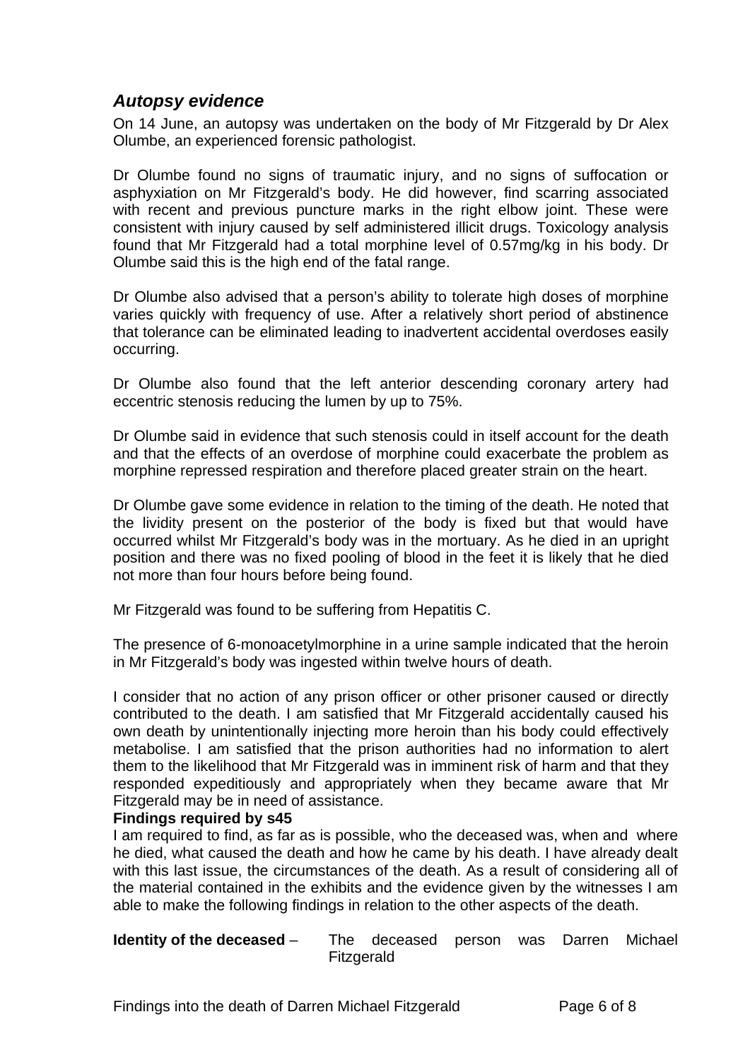## *Autopsy evidence*

On 14 June, an autopsy was undertaken on the body of Mr Fitzgerald by Dr Alex Olumbe, an experienced forensic pathologist.

Dr Olumbe found no signs of traumatic injury, and no signs of suffocation or asphyxiation on Mr Fitzgerald's body. He did however, find scarring associated with recent and previous puncture marks in the right elbow joint. These were consistent with injury caused by self administered illicit drugs. Toxicology analysis found that Mr Fitzgerald had a total morphine level of 0.57mg/kg in his body. Dr Olumbe said this is the high end of the fatal range.

Dr Olumbe also advised that a person's ability to tolerate high doses of morphine varies quickly with frequency of use. After a relatively short period of abstinence that tolerance can be eliminated leading to inadvertent accidental overdoses easily occurring.

Dr Olumbe also found that the left anterior descending coronary artery had eccentric stenosis reducing the lumen by up to 75%.

Dr Olumbe said in evidence that such stenosis could in itself account for the death and that the effects of an overdose of morphine could exacerbate the problem as morphine repressed respiration and therefore placed greater strain on the heart.

Dr Olumbe gave some evidence in relation to the timing of the death. He noted that the lividity present on the posterior of the body is fixed but that would have occurred whilst Mr Fitzgerald's body was in the mortuary. As he died in an upright position and there was no fixed pooling of blood in the feet it is likely that he died not more than four hours before being found.

Mr Fitzgerald was found to be suffering from Hepatitis C.

The presence of 6-monoacetylmorphine in a urine sample indicated that the heroin in Mr Fitzgerald's body was ingested within twelve hours of death.

I consider that no action of any prison officer or other prisoner caused or directly contributed to the death. I am satisfied that Mr Fitzgerald accidentally caused his own death by unintentionally injecting more heroin than his body could effectively metabolise. I am satisfied that the prison authorities had no information to alert them to the likelihood that Mr Fitzgerald was in imminent risk of harm and that they responded expeditiously and appropriately when they became aware that Mr Fitzgerald may be in need of assistance.

**Findings required by s45**

I am required to find, as far as is possible, who the deceased was, when and where he died, what caused the death and how he came by his death. I have already dealt with this last issue, the circumstances of the death. As a result of considering all of the material contained in the exhibits and the evidence given by the witnesses I am able to make the following findings in relation to the other aspects of the death.

**Identity of the deceased** – The deceased person was Darren Michael Fitzgerald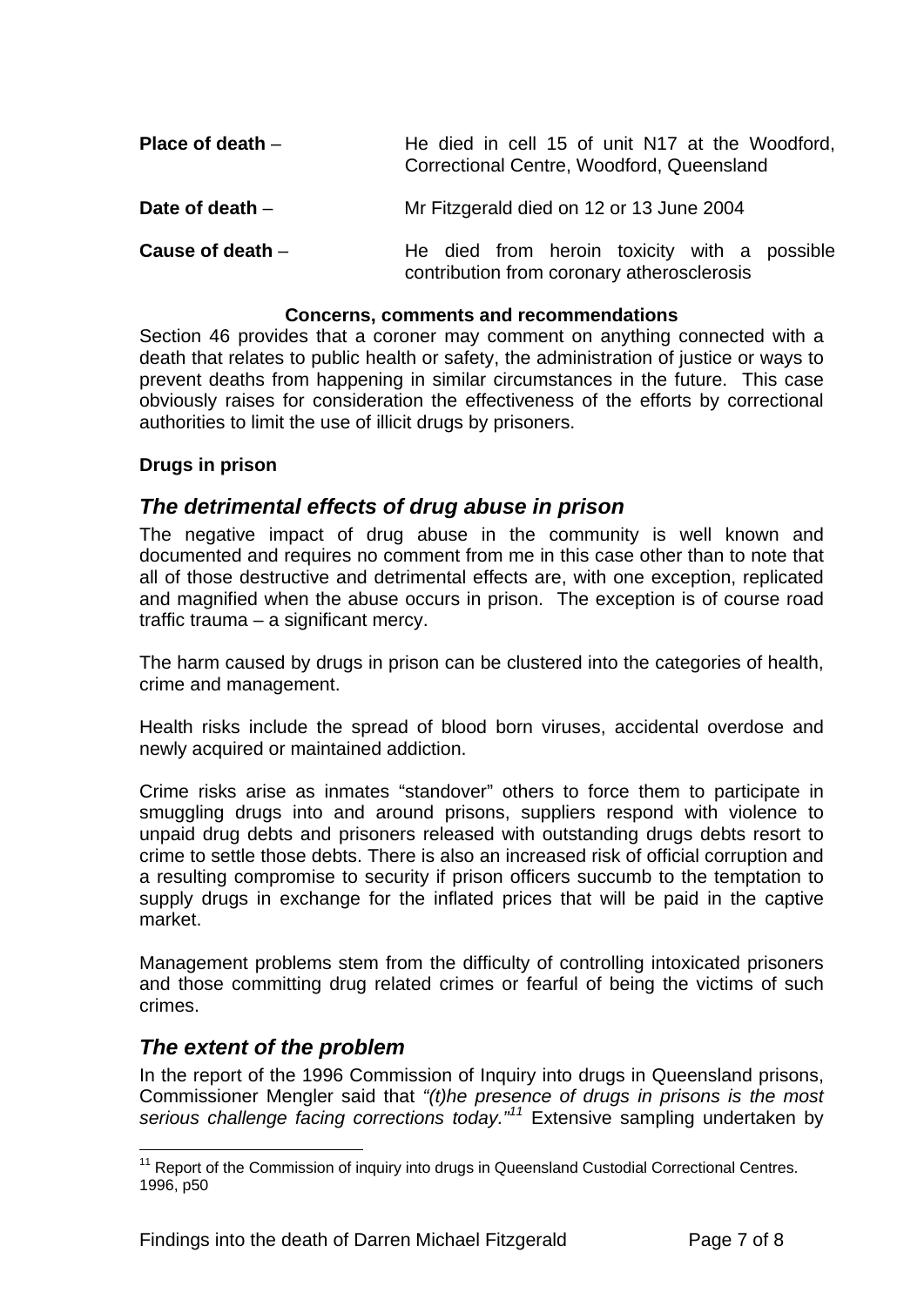**Place of death** – He died in cell 15 of unit N17 at the Woodford, Correctional Centre, Woodford, Queensland

**Date of death** – Mr Fitzgerald died on 12 or 13 June 2004

**Cause of death** – He died from heroin toxicity with a possible contribution from coronary atherosclerosis

**Concerns, comments and recommendations**

Section 46 provides that a coroner may comment on anything connected with a death that relates to public health or safety, the administration of justice or ways to prevent deaths from happening in similar circumstances in the future. This case obviously raises for consideration the effectiveness of the efforts by correctional authorities to limit the use of illicit drugs by prisoners.

**Drugs in prison**

## *The detrimental effects of drug abuse in prison*

The negative impact of drug abuse in the community is well known and documented and requires no comment from me in this case other than to note that all of those destructive and detrimental effects are, with one exception, replicated and magnified when the abuse occurs in prison. The exception is of course road traffic trauma – a significant mercy.

The harm caused by drugs in prison can be clustered into the categories of health, crime and management.

Health risks include the spread of blood born viruses, accidental overdose and newly acquired or maintained addiction.

Crime risks arise as inmates "standover" others to force them to participate in smuggling drugs into and around prisons, suppliers respond with violence to unpaid drug debts and prisoners released with outstanding drugs debts resort to crime to settle those debts. There is also an increased risk of official corruption and a resulting compromise to security if prison officers succumb to the temptation to supply drugs in exchange for the inflated prices that will be paid in the captive market.

Management problems stem from the difficulty of controlling intoxicated prisoners and those committing drug related crimes or fearful of being the victims of such crimes.

## *The extent of the problem*

In the report of the 1996 Commission of Inquiry into drugs in Queensland prisons, Commissioner Mengler said that *"(t)he presence of drugs in prisons is the most serious challenge facing corrections today."*[11] Extensive sampling undertaken by

[11] Report of the Commission of inquiry into drugs in Queensland Custodial Correctional Centres. 1996, p50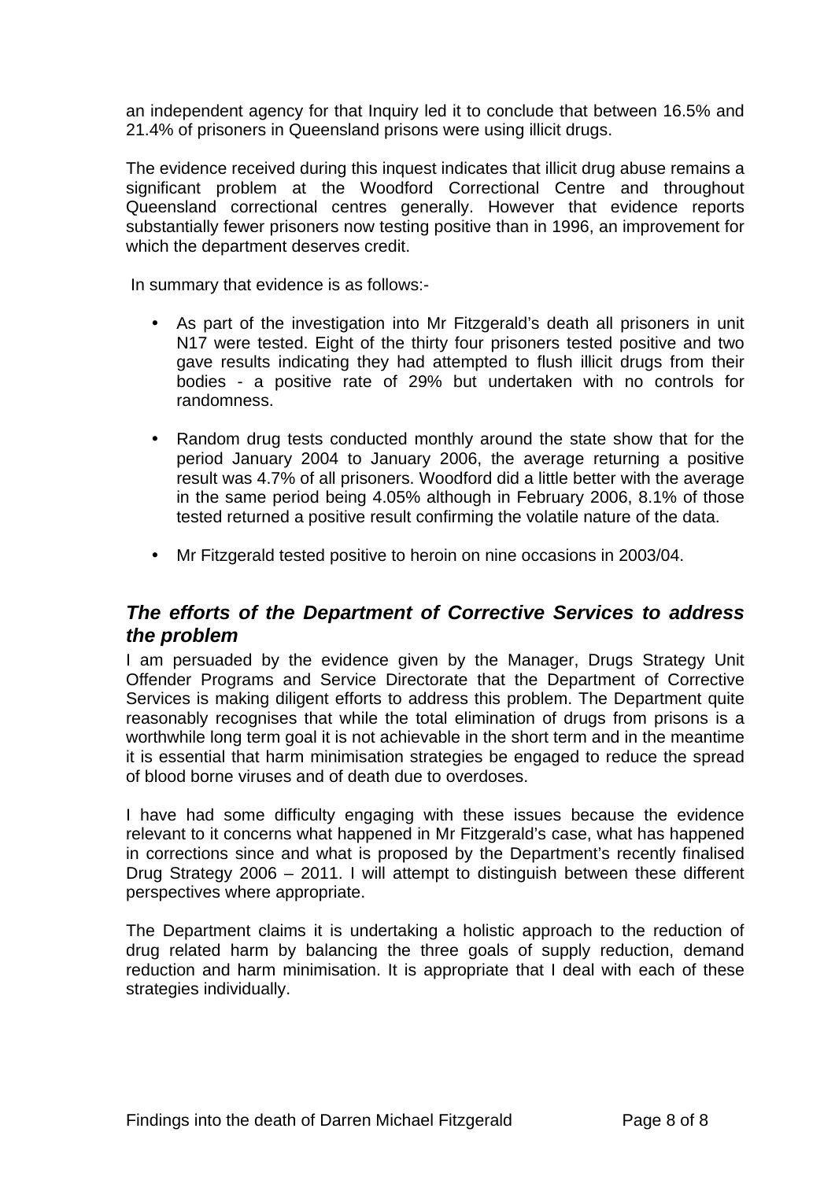an independent agency for that Inquiry led it to conclude that between 16.5% and 21.4% of prisoners in Queensland prisons were using illicit drugs.

The evidence received during this inquest indicates that illicit drug abuse remains a significant problem at the Woodford Correctional Centre and throughout Queensland correctional centres generally. However that evidence reports substantially fewer prisoners now testing positive than in 1996, an improvement for which the department deserves credit.

In summary that evidence is as follows:-

- As part of the investigation into Mr Fitzgerald's death all prisoners in unit N17 were tested. Eight of the thirty four prisoners tested positive and two gave results indicating they had attempted to flush illicit drugs from their bodies - a positive rate of 29% but undertaken with no controls for randomness.

- Random drug tests conducted monthly around the state show that for the period January 2004 to January 2006, the average returning a positive result was 4.7% of all prisoners. Woodford did a little better with the average in the same period being 4.05% although in February 2006, 8.1% of those tested returned a positive result confirming the volatile nature of the data.

- Mr Fitzgerald tested positive to heroin on nine occasions in 2003/04.

## *The efforts of the Department of Corrective Services to address the problem*

I am persuaded by the evidence given by the Manager, Drugs Strategy Unit Offender Programs and Service Directorate that the Department of Corrective Services is making diligent efforts to address this problem. The Department quite reasonably recognises that while the total elimination of drugs from prisons is a worthwhile long term goal it is not achievable in the short term and in the meantime it is essential that harm minimisation strategies be engaged to reduce the spread of blood borne viruses and of death due to overdoses.

I have had some difficulty engaging with these issues because the evidence relevant to it concerns what happened in Mr Fitzgerald's case, what has happened in corrections since and what is proposed by the Department's recently finalised Drug Strategy 2006 – 2011. I will attempt to distinguish between these different perspectives where appropriate.

The Department claims it is undertaking a holistic approach to the reduction of drug related harm by balancing the three goals of supply reduction, demand reduction and harm minimisation. It is appropriate that I deal with each of these strategies individually.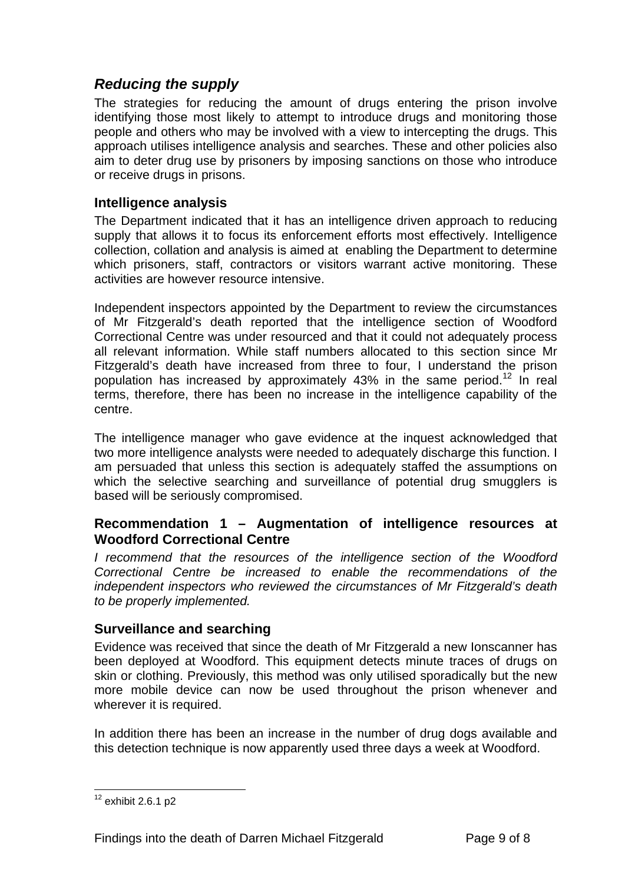## *Reducing the supply*

The strategies for reducing the amount of drugs entering the prison involve identifying those most likely to attempt to introduce drugs and monitoring those people and others who may be involved with a view to intercepting the drugs. This approach utilises intelligence analysis and searches. These and other policies also aim to deter drug use by prisoners by imposing sanctions on those who introduce or receive drugs in prisons.

### Intelligence analysis

The Department indicated that it has an intelligence driven approach to reducing supply that allows it to focus its enforcement efforts most effectively. Intelligence collection, collation and analysis is aimed at enabling the Department to determine which prisoners, staff, contractors or visitors warrant active monitoring. These activities are however resource intensive.

Independent inspectors appointed by the Department to review the circumstances of Mr Fitzgerald's death reported that the intelligence section of Woodford Correctional Centre was under resourced and that it could not adequately process all relevant information. While staff numbers allocated to this section since Mr Fitzgerald's death have increased from three to four, I understand the prison population has increased by approximately 43% in the same period.[12] In real terms, therefore, there has been no increase in the intelligence capability of the centre.

The intelligence manager who gave evidence at the inquest acknowledged that two more intelligence analysts were needed to adequately discharge this function. I am persuaded that unless this section is adequately staffed the assumptions on which the selective searching and surveillance of potential drug smugglers is based will be seriously compromised.

### Recommendation 1 – Augmentation of intelligence resources at Woodford Correctional Centre

*I recommend that the resources of the intelligence section of the Woodford Correctional Centre be increased to enable the recommendations of the independent inspectors who reviewed the circumstances of Mr Fitzgerald's death to be properly implemented.*

### Surveillance and searching

Evidence was received that since the death of Mr Fitzgerald a new Ionscanner has been deployed at Woodford. This equipment detects minute traces of drugs on skin or clothing. Previously, this method was only utilised sporadically but the new more mobile device can now be used throughout the prison whenever and wherever it is required.

In addition there has been an increase in the number of drug dogs available and this detection technique is now apparently used three days a week at Woodford.

[12] exhibit 2.6.1 p2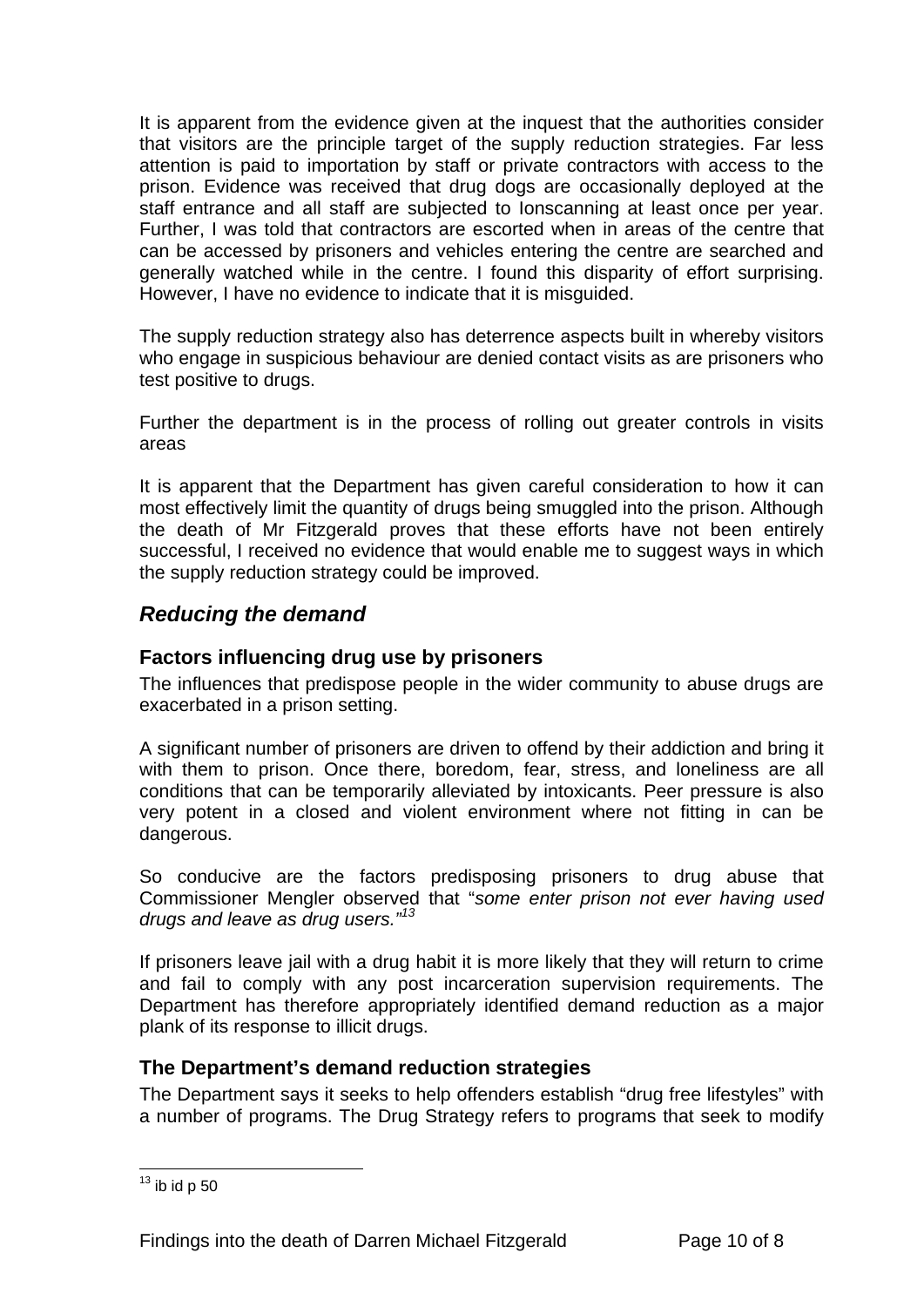It is apparent from the evidence given at the inquest that the authorities consider that visitors are the principle target of the supply reduction strategies. Far less attention is paid to importation by staff or private contractors with access to the prison. Evidence was received that drug dogs are occasionally deployed at the staff entrance and all staff are subjected to Ionscanning at least once per year. Further, I was told that contractors are escorted when in areas of the centre that can be accessed by prisoners and vehicles entering the centre are searched and generally watched while in the centre. I found this disparity of effort surprising. However, I have no evidence to indicate that it is misguided.

The supply reduction strategy also has deterrence aspects built in whereby visitors who engage in suspicious behaviour are denied contact visits as are prisoners who test positive to drugs.

Further the department is in the process of rolling out greater controls in visits areas

It is apparent that the Department has given careful consideration to how it can most effectively limit the quantity of drugs being smuggled into the prison. Although the death of Mr Fitzgerald proves that these efforts have not been entirely successful, I received no evidence that would enable me to suggest ways in which the supply reduction strategy could be improved.

## *Reducing the demand*

### Factors influencing drug use by prisoners

The influences that predispose people in the wider community to abuse drugs are exacerbated in a prison setting.

A significant number of prisoners are driven to offend by their addiction and bring it with them to prison. Once there, boredom, fear, stress, and loneliness are all conditions that can be temporarily alleviated by intoxicants. Peer pressure is also very potent in a closed and violent environment where not fitting in can be dangerous.

So conducive are the factors predisposing prisoners to drug abuse that Commissioner Mengler observed that "*some enter prison not ever having used drugs and leave as drug users."*[13]

If prisoners leave jail with a drug habit it is more likely that they will return to crime and fail to comply with any post incarceration supervision requirements. The Department has therefore appropriately identified demand reduction as a major plank of its response to illicit drugs.

### The Department's demand reduction strategies

The Department says it seeks to help offenders establish "drug free lifestyles" with a number of programs. The Drug Strategy refers to programs that seek to modify

---

[13] ib id p 50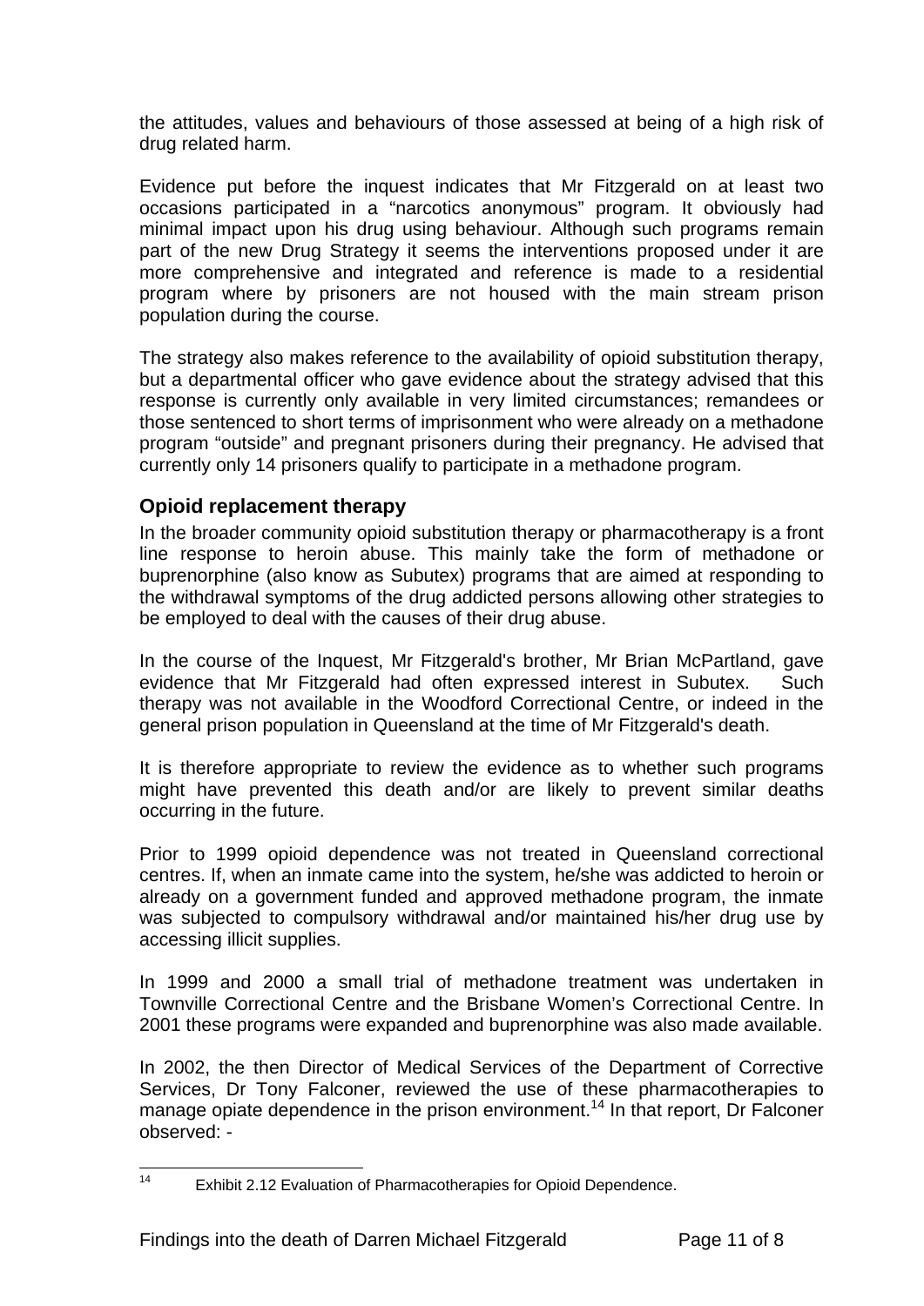the attitudes, values and behaviours of those assessed at being of a high risk of drug related harm.

Evidence put before the inquest indicates that Mr Fitzgerald on at least two occasions participated in a "narcotics anonymous" program. It obviously had minimal impact upon his drug using behaviour. Although such programs remain part of the new Drug Strategy it seems the interventions proposed under it are more comprehensive and integrated and reference is made to a residential program where by prisoners are not housed with the main stream prison population during the course.

The strategy also makes reference to the availability of opioid substitution therapy, but a departmental officer who gave evidence about the strategy advised that this response is currently only available in very limited circumstances; remandees or those sentenced to short terms of imprisonment who were already on a methadone program "outside" and pregnant prisoners during their pregnancy. He advised that currently only 14 prisoners qualify to participate in a methadone program.

## Opioid replacement therapy

In the broader community opioid substitution therapy or pharmacotherapy is a front line response to heroin abuse. This mainly take the form of methadone or buprenorphine (also know as Subutex) programs that are aimed at responding to the withdrawal symptoms of the drug addicted persons allowing other strategies to be employed to deal with the causes of their drug abuse.

In the course of the Inquest, Mr Fitzgerald's brother, Mr Brian McPartland, gave evidence that Mr Fitzgerald had often expressed interest in Subutex. Such therapy was not available in the Woodford Correctional Centre, or indeed in the general prison population in Queensland at the time of Mr Fitzgerald's death.

It is therefore appropriate to review the evidence as to whether such programs might have prevented this death and/or are likely to prevent similar deaths occurring in the future.

Prior to 1999 opioid dependence was not treated in Queensland correctional centres. If, when an inmate came into the system, he/she was addicted to heroin or already on a government funded and approved methadone program, the inmate was subjected to compulsory withdrawal and/or maintained his/her drug use by accessing illicit supplies.

In 1999 and 2000 a small trial of methadone treatment was undertaken in Townville Correctional Centre and the Brisbane Women's Correctional Centre. In 2001 these programs were expanded and buprenorphine was also made available.

In 2002, the then Director of Medical Services of the Department of Corrective Services, Dr Tony Falconer, reviewed the use of these pharmacotherapies to manage opiate dependence in the prison environment.[14] In that report, Dr Falconer observed: -

[14] Exhibit 2.12 Evaluation of Pharmacotherapies for Opioid Dependence.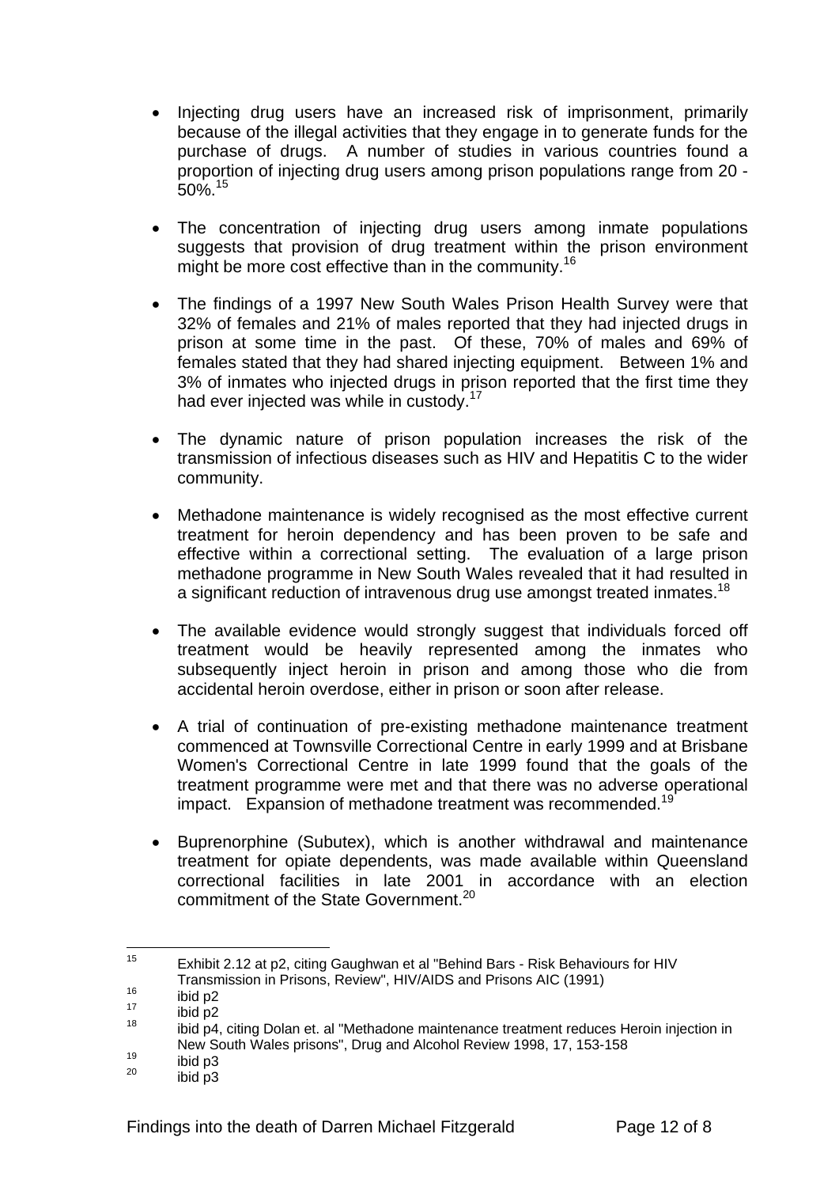- Injecting drug users have an increased risk of imprisonment, primarily because of the illegal activities that they engage in to generate funds for the purchase of drugs. A number of studies in various countries found a proportion of injecting drug users among prison populations range from 20 - 50%.[15]

- The concentration of injecting drug users among inmate populations suggests that provision of drug treatment within the prison environment might be more cost effective than in the community.[16]

- The findings of a 1997 New South Wales Prison Health Survey were that 32% of females and 21% of males reported that they had injected drugs in prison at some time in the past. Of these, 70% of males and 69% of females stated that they had shared injecting equipment. Between 1% and 3% of inmates who injected drugs in prison reported that the first time they had ever injected was while in custody.[17]

- The dynamic nature of prison population increases the risk of the transmission of infectious diseases such as HIV and Hepatitis C to the wider community.

- Methadone maintenance is widely recognised as the most effective current treatment for heroin dependency and has been proven to be safe and effective within a correctional setting. The evaluation of a large prison methadone programme in New South Wales revealed that it had resulted in a significant reduction of intravenous drug use amongst treated inmates.[18]

- The available evidence would strongly suggest that individuals forced off treatment would be heavily represented among the inmates who subsequently inject heroin in prison and among those who die from accidental heroin overdose, either in prison or soon after release.

- A trial of continuation of pre-existing methadone maintenance treatment commenced at Townsville Correctional Centre in early 1999 and at Brisbane Women's Correctional Centre in late 1999 found that the goals of the treatment programme were met and that there was no adverse operational impact. Expansion of methadone treatment was recommended.[19]

- Buprenorphine (Subutex), which is another withdrawal and maintenance treatment for opiate dependents, was made available within Queensland correctional facilities in late 2001 in accordance with an election commitment of the State Government.[20]

---

[15] Exhibit 2.12 at p2, citing Gaughwan et al "Behind Bars - Risk Behaviours for HIV Transmission in Prisons, Review", HIV/AIDS and Prisons AIC (1991)

[16] ibid p2

[17] ibid p2

[18] ibid p4, citing Dolan et. al "Methadone maintenance treatment reduces Heroin injection in New South Wales prisons", Drug and Alcohol Review 1998, 17, 153-158

[19] ibid p3

[20] ibid p3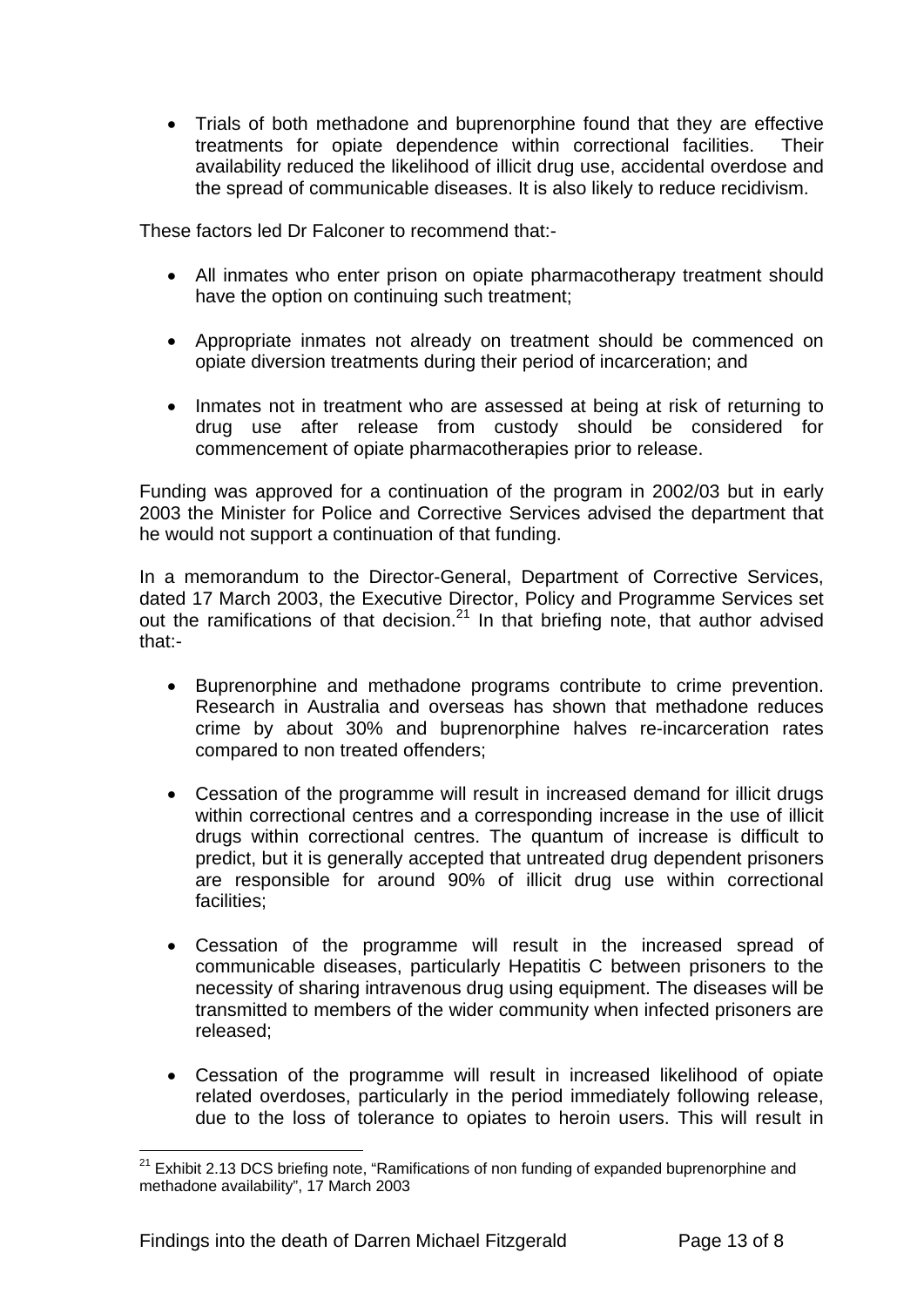- Trials of both methadone and buprenorphine found that they are effective treatments for opiate dependence within correctional facilities. Their availability reduced the likelihood of illicit drug use, accidental overdose and the spread of communicable diseases. It is also likely to reduce recidivism.

These factors led Dr Falconer to recommend that:-

- All inmates who enter prison on opiate pharmacotherapy treatment should have the option on continuing such treatment;

- Appropriate inmates not already on treatment should be commenced on opiate diversion treatments during their period of incarceration; and

- Inmates not in treatment who are assessed at being at risk of returning to drug use after release from custody should be considered for commencement of opiate pharmacotherapies prior to release.

Funding was approved for a continuation of the program in 2002/03 but in early 2003 the Minister for Police and Corrective Services advised the department that he would not support a continuation of that funding.

In a memorandum to the Director-General, Department of Corrective Services, dated 17 March 2003, the Executive Director, Policy and Programme Services set out the ramifications of that decision.[21] In that briefing note, that author advised that:-

- Buprenorphine and methadone programs contribute to crime prevention. Research in Australia and overseas has shown that methadone reduces crime by about 30% and buprenorphine halves re-incarceration rates compared to non treated offenders;

- Cessation of the programme will result in increased demand for illicit drugs within correctional centres and a corresponding increase in the use of illicit drugs within correctional centres. The quantum of increase is difficult to predict, but it is generally accepted that untreated drug dependent prisoners are responsible for around 90% of illicit drug use within correctional facilities;

- Cessation of the programme will result in the increased spread of communicable diseases, particularly Hepatitis C between prisoners to the necessity of sharing intravenous drug using equipment. The diseases will be transmitted to members of the wider community when infected prisoners are released;

- Cessation of the programme will result in increased likelihood of opiate related overdoses, particularly in the period immediately following release, due to the loss of tolerance to opiates to heroin users. This will result in

[21] Exhibit 2.13 DCS briefing note, "Ramifications of non funding of expanded buprenorphine and methadone availability", 17 March 2003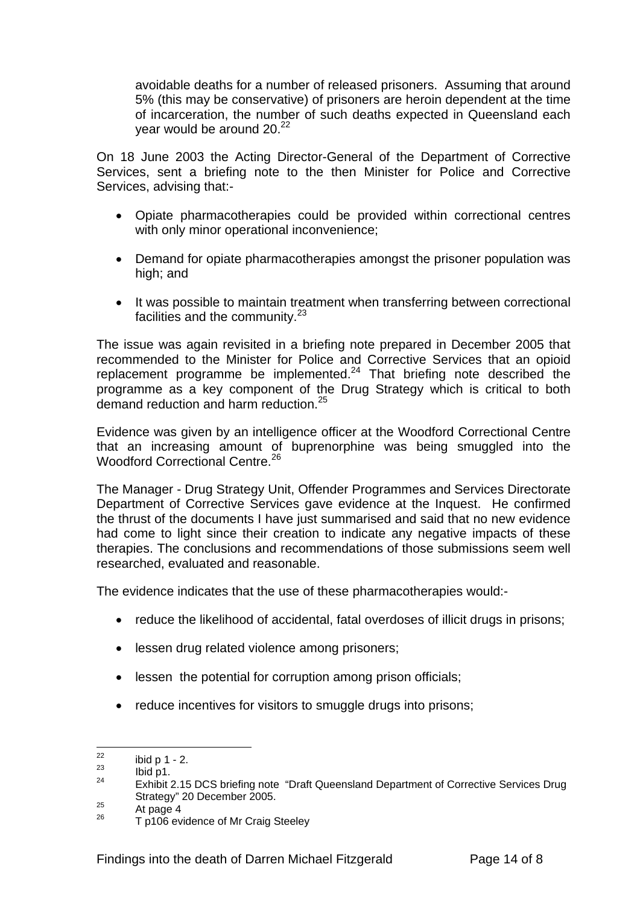avoidable deaths for a number of released prisoners. Assuming that around 5% (this may be conservative) of prisoners are heroin dependent at the time of incarceration, the number of such deaths expected in Queensland each year would be around 20.[22]

On 18 June 2003 the Acting Director-General of the Department of Corrective Services, sent a briefing note to the then Minister for Police and Corrective Services, advising that:-

- Opiate pharmacotherapies could be provided within correctional centres with only minor operational inconvenience;
- Demand for opiate pharmacotherapies amongst the prisoner population was high; and
- It was possible to maintain treatment when transferring between correctional facilities and the community.[23]

The issue was again revisited in a briefing note prepared in December 2005 that recommended to the Minister for Police and Corrective Services that an opioid replacement programme be implemented.[24] That briefing note described the programme as a key component of the Drug Strategy which is critical to both demand reduction and harm reduction.[25]

Evidence was given by an intelligence officer at the Woodford Correctional Centre that an increasing amount of buprenorphine was being smuggled into the Woodford Correctional Centre.[26]

The Manager - Drug Strategy Unit, Offender Programmes and Services Directorate Department of Corrective Services gave evidence at the Inquest. He confirmed the thrust of the documents I have just summarised and said that no new evidence had come to light since their creation to indicate any negative impacts of these therapies. The conclusions and recommendations of those submissions seem well researched, evaluated and reasonable.

The evidence indicates that the use of these pharmacotherapies would:-

- reduce the likelihood of accidental, fatal overdoses of illicit drugs in prisons;
- lessen drug related violence among prisoners;
- lessen the potential for corruption among prison officials;
- reduce incentives for visitors to smuggle drugs into prisons;

---

[22] ibid p 1 - 2.

[23] Ibid p1.

[24] Exhibit 2.15 DCS briefing note "Draft Queensland Department of Corrective Services Drug Strategy" 20 December 2005.

[25] At page 4

[26] T p106 evidence of Mr Craig Steeley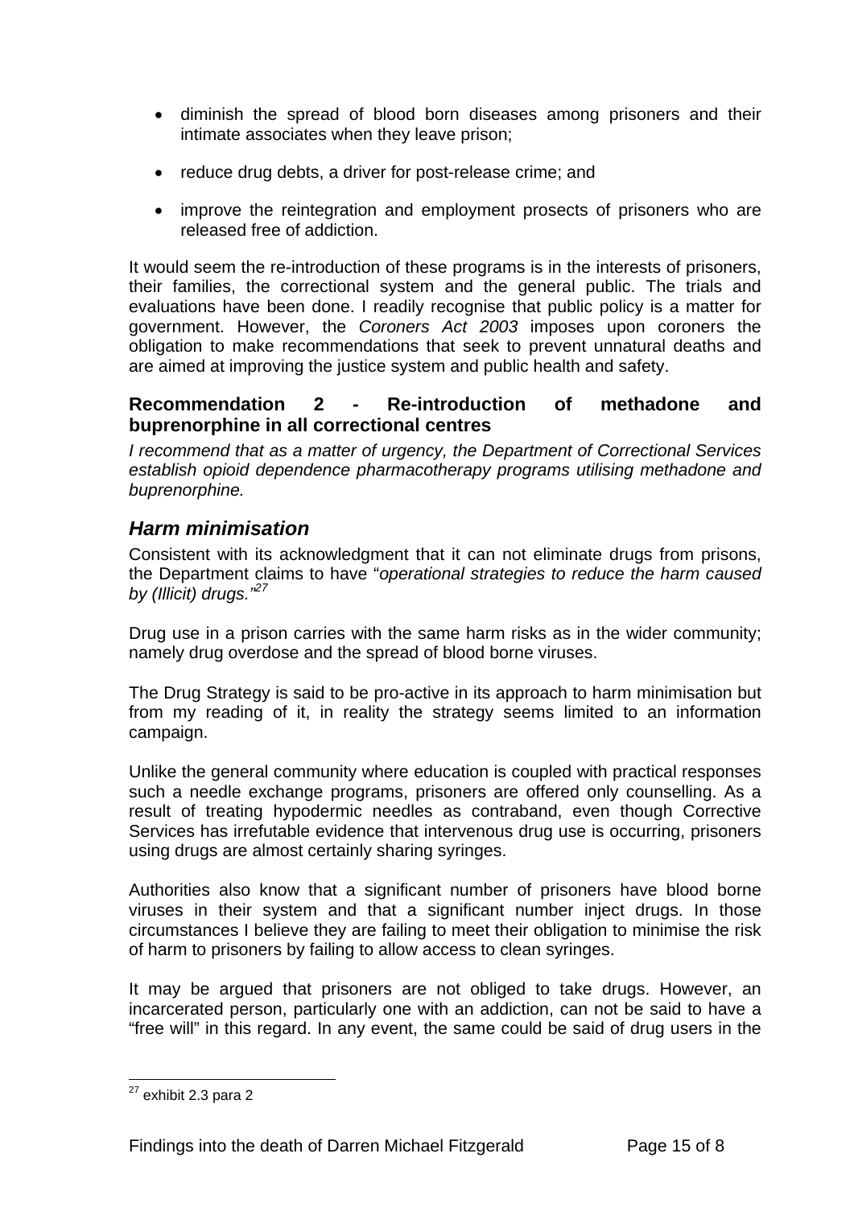- diminish the spread of blood born diseases among prisoners and their intimate associates when they leave prison;
- reduce drug debts, a driver for post-release crime; and
- improve the reintegration and employment prosects of prisoners who are released free of addiction.

It would seem the re-introduction of these programs is in the interests of prisoners, their families, the correctional system and the general public. The trials and evaluations have been done. I readily recognise that public policy is a matter for government. However, the *Coroners Act 2003* imposes upon coroners the obligation to make recommendations that seek to prevent unnatural deaths and are aimed at improving the justice system and public health and safety.

**Recommendation 2 - Re-introduction of methadone and buprenorphine in all correctional centres**

*I recommend that as a matter of urgency, the Department of Correctional Services establish opioid dependence pharmacotherapy programs utilising methadone and buprenorphine.*

## *Harm minimisation*

Consistent with its acknowledgment that it can not eliminate drugs from prisons, the Department claims to have "*operational strategies to reduce the harm caused by (Illicit) drugs.*"[27]

Drug use in a prison carries with the same harm risks as in the wider community; namely drug overdose and the spread of blood borne viruses.

The Drug Strategy is said to be pro-active in its approach to harm minimisation but from my reading of it, in reality the strategy seems limited to an information campaign.

Unlike the general community where education is coupled with practical responses such a needle exchange programs, prisoners are offered only counselling. As a result of treating hypodermic needles as contraband, even though Corrective Services has irrefutable evidence that intervenous drug use is occurring, prisoners using drugs are almost certainly sharing syringes.

Authorities also know that a significant number of prisoners have blood borne viruses in their system and that a significant number inject drugs. In those circumstances I believe they are failing to meet their obligation to minimise the risk of harm to prisoners by failing to allow access to clean syringes.

It may be argued that prisoners are not obliged to take drugs. However, an incarcerated person, particularly one with an addiction, can not be said to have a "free will" in this regard. In any event, the same could be said of drug users in the

[27] exhibit 2.3 para 2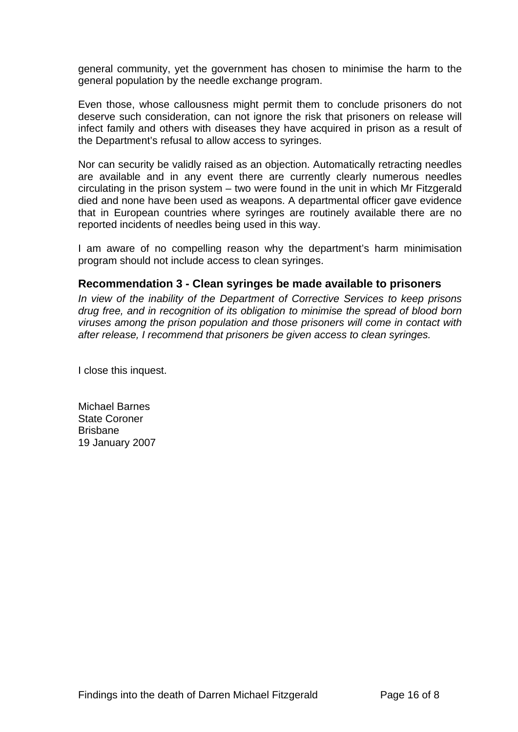general community, yet the government has chosen to minimise the harm to the general population by the needle exchange program.

Even those, whose callousness might permit them to conclude prisoners do not deserve such consideration, can not ignore the risk that prisoners on release will infect family and others with diseases they have acquired in prison as a result of the Department's refusal to allow access to syringes.

Nor can security be validly raised as an objection. Automatically retracting needles are available and in any event there are currently clearly numerous needles circulating in the prison system – two were found in the unit in which Mr Fitzgerald died and none have been used as weapons. A departmental officer gave evidence that in European countries where syringes are routinely available there are no reported incidents of needles being used in this way.

I am aware of no compelling reason why the department's harm minimisation program should not include access to clean syringes.

### Recommendation 3 - Clean syringes be made available to prisoners

*In view of the inability of the Department of Corrective Services to keep prisons drug free, and in recognition of its obligation to minimise the spread of blood born viruses among the prison population and those prisoners will come in contact with after release, I recommend that prisoners be given access to clean syringes.*

I close this inquest.

Michael Barnes
State Coroner
Brisbane
19 January 2007